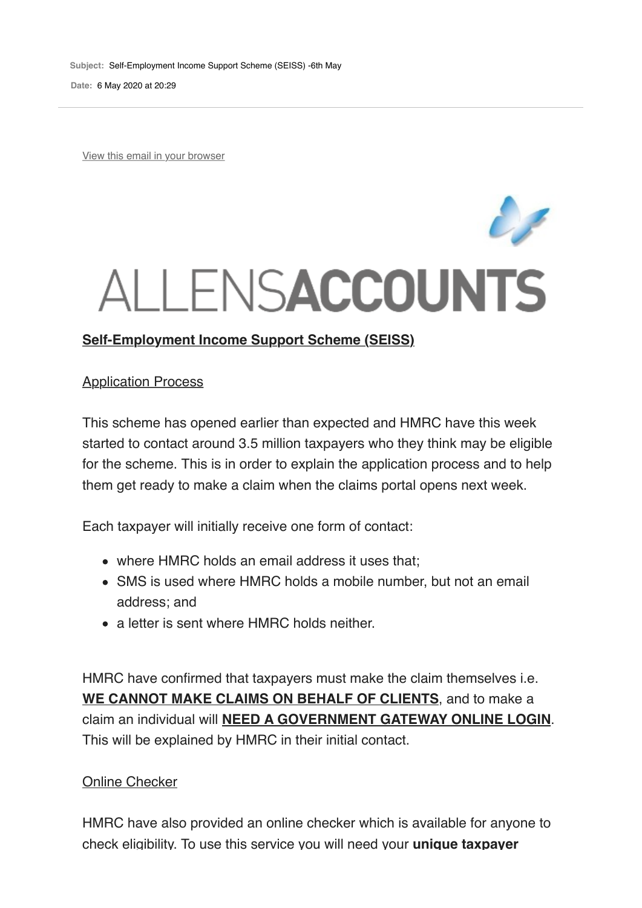**Subject:** Self-Employment Income Support Scheme (SEISS) -6th May

**Date:** 6 May 2020 at 20:29

View this email in your browser

ALLENSACCOUNTS

## Self-Employment Income Support Scheme (SEISS)

### Application Process

This scheme has opened earlier than expected and HMRC have this week started to contact around 3.5 million taxpayers who they think may be eligible for the scheme. This is in order to explain the application process and to help them get ready to make a claim when the claims portal opens next week.

Each taxpayer will initially receive one form of contact:

- where HMRC holds an email address it uses that;
- SMS is used where HMRC holds a mobile number, but not an email address; and
- a letter is sent where HMRC holds neither.

HMRC have confirmed that taxpayers must make the claim themselves i.e. **WE CANNOT MAKE CLAIMS ON BEHALF OF CLIENTS**, and to make a claim an individual will **NEED A GOVERNMENT GATEWAY ONLINE LOGIN**. This will be explained by HMRC in their initial contact.

### Online Checker

HMRC have also provided an online checker which is available for anyone to check eligibility. To use this service you will need your **unique taxpayer**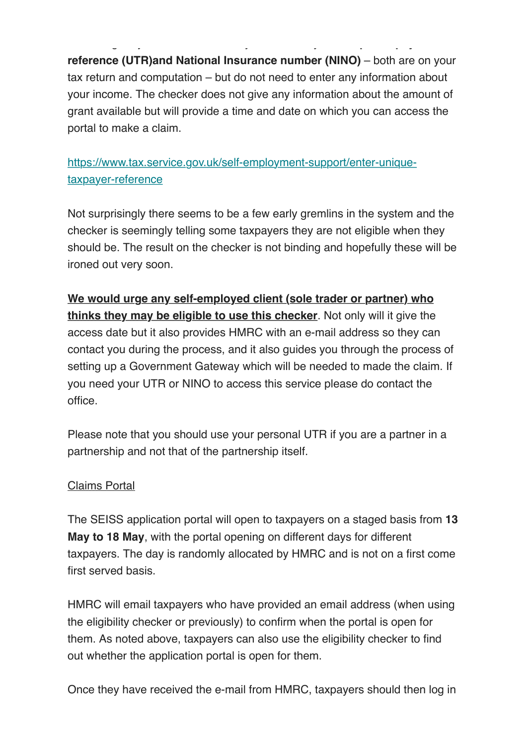**reference (UTR)and National Insurance number (NINO)** – both are on your tax return and computation – but do not need to enter any information about your income. The checker does not give any information about the amount of grant available but will provide a time and date on which you can access the portal to make a claim.

[https://www.tax.service.gov.uk/self-employment-support/enter-unique-taxpayer-reference](https://www.tax.service.gov.uk/self-employment-support/enter-unique-taxpayer-reference)

Not surprisingly there seems to be a few early gremlins in the system and the checker is seemingly telling some taxpayers they are not eligible when they should be. The result on the checker is not binding and hopefully these will be ironed out very soon.

**We would urge any self-employed client (sole trader or partner) who thinks they may be eligible to use this checker**. Not only will it give the access date but it also provides HMRC with an e-mail address so they can contact you during the process, and it also guides you through the process of setting up a Government Gateway which will be needed to made the claim. If you need your UTR or NINO to access this service please do contact the office.

Please note that you should use your personal UTR if you are a partner in a partnership and not that of the partnership itself.

Claims Portal

The SEISS application portal will open to taxpayers on a staged basis from **13 May to 18 May**, with the portal opening on different days for different taxpayers. The day is randomly allocated by HMRC and is not on a first come first served basis.

HMRC will email taxpayers who have provided an email address (when using the eligibility checker or previously) to confirm when the portal is open for them. As noted above, taxpayers can also use the eligibility checker to find out whether the application portal is open for them.

Once they have received the e-mail from HMRC, taxpayers should then log in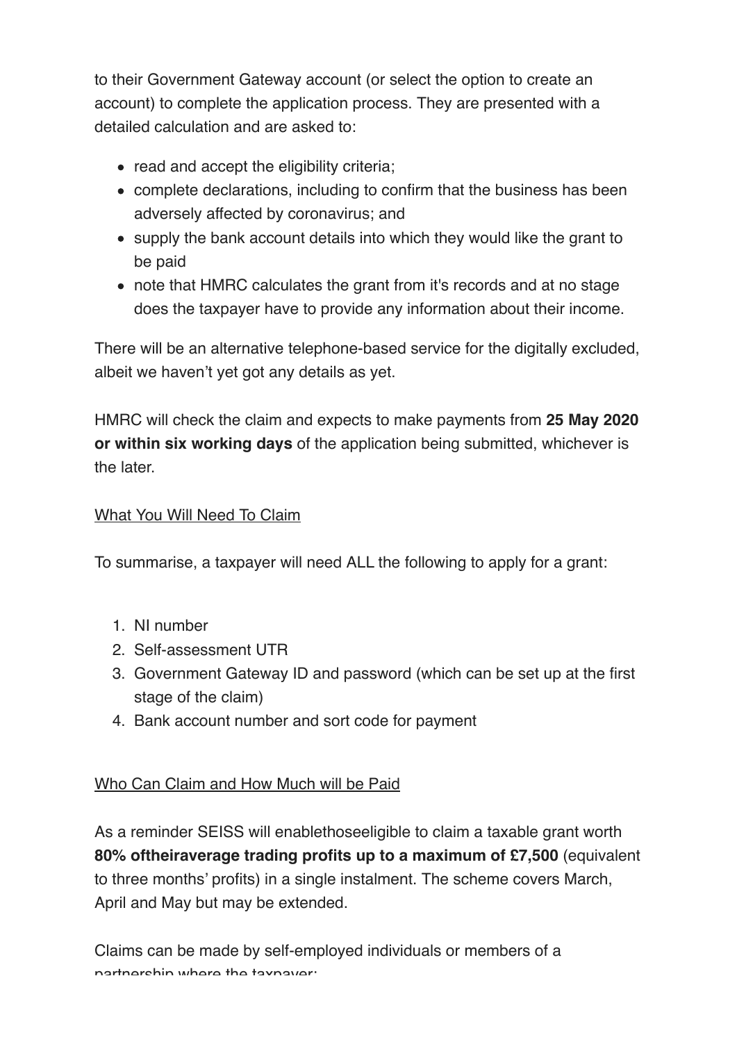to their Government Gateway account (or select the option to create an account) to complete the application process. They are presented with a detailed calculation and are asked to:

- read and accept the eligibility criteria;
- complete declarations, including to confirm that the business has been adversely affected by coronavirus; and
- supply the bank account details into which they would like the grant to be paid
- note that HMRC calculates the grant from it's records and at no stage does the taxpayer have to provide any information about their income.

There will be an alternative telephone-based service for the digitally excluded, albeit we haven't yet got any details as yet.

HMRC will check the claim and expects to make payments from **25 May 2020 or within six working days** of the application being submitted, whichever is the later.

What You Will Need To Claim

To summarise, a taxpayer will need ALL the following to apply for a grant:

1. NI number
2. Self-assessment UTR
3. Government Gateway ID and password (which can be set up at the first stage of the claim)
4. Bank account number and sort code for payment

Who Can Claim and How Much will be Paid

As a reminder SEISS will enablethoseeligible to claim a taxable grant worth **80% oftheiraverage trading profits up to a maximum of £7,500** (equivalent to three months' profits) in a single instalment. The scheme covers March, April and May but may be extended.

Claims can be made by self-employed individuals or members of a partnership where the taxpayer: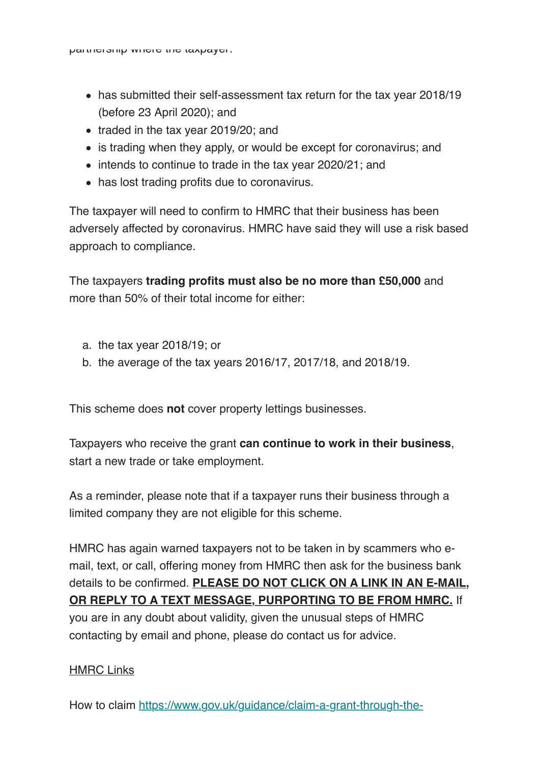partnership where the taxpayer:

- has submitted their self-assessment tax return for the tax year 2018/19 (before 23 April 2020); and
- traded in the tax year 2019/20; and
- is trading when they apply, or would be except for coronavirus; and
- intends to continue to trade in the tax year 2020/21; and
- has lost trading profits due to coronavirus.

The taxpayer will need to confirm to HMRC that their business has been adversely affected by coronavirus. HMRC have said they will use a risk based approach to compliance.

The taxpayers **trading profits must also be no more than £50,000** and more than 50% of their total income for either:

a. the tax year 2018/19; or
b. the average of the tax years 2016/17, 2017/18, and 2018/19.

This scheme does **not** cover property lettings businesses.

Taxpayers who receive the grant **can continue to work in their business**, start a new trade or take employment.

As a reminder, please note that if a taxpayer runs their business through a limited company they are not eligible for this scheme.

HMRC has again warned taxpayers not to be taken in by scammers who e-mail, text, or call, offering money from HMRC then ask for the business bank details to be confirmed. **PLEASE DO NOT CLICK ON A LINK IN AN E-MAIL, OR REPLY TO A TEXT MESSAGE, PURPORTING TO BE FROM HMRC.** If you are in any doubt about validity, given the unusual steps of HMRC contacting by email and phone, please do contact us for advice.

HMRC Links

How to claim https://www.gov.uk/guidance/claim-a-grant-through-the-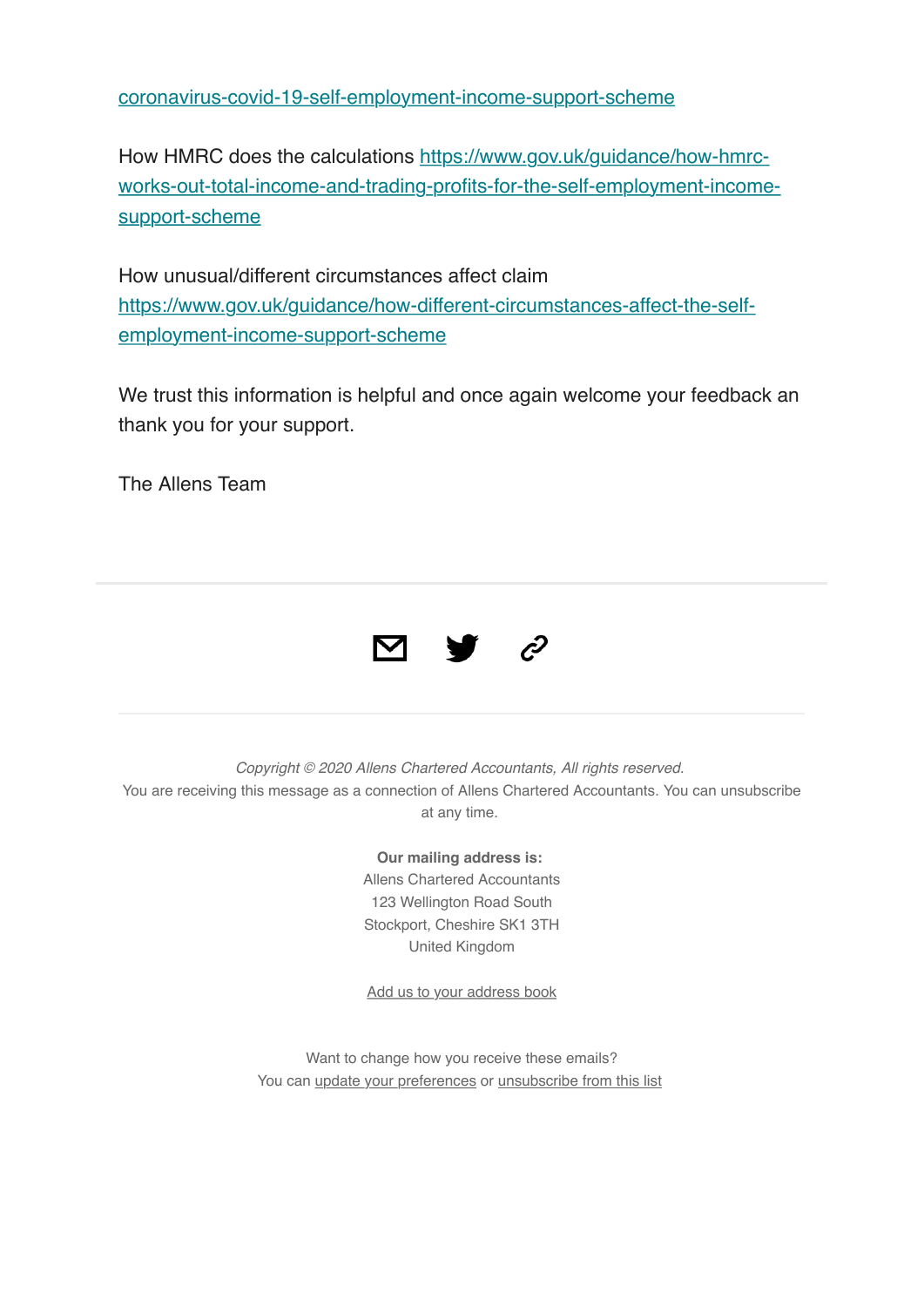coronavirus-covid-19-self-employment-income-support-scheme

How HMRC does the calculations https://www.gov.uk/guidance/how-hmrc-works-out-total-income-and-trading-profits-for-the-self-employment-income-support-scheme

How unusual/different circumstances affect claim
https://www.gov.uk/guidance/how-different-circumstances-affect-the-self-employment-income-support-scheme

We trust this information is helpful and once again welcome your feedback an thank you for your support.

The Allens Team

---

*Copyright © 2020 Allens Chartered Accountants, All rights reserved.*
You are receiving this message as a connection of Allens Chartered Accountants. You can unsubscribe at any time.

**Our mailing address is:**
Allens Chartered Accountants
123 Wellington Road South
Stockport, Cheshire SK1 3TH
United Kingdom

Add us to your address book

Want to change how you receive these emails?
You can update your preferences or unsubscribe from this list